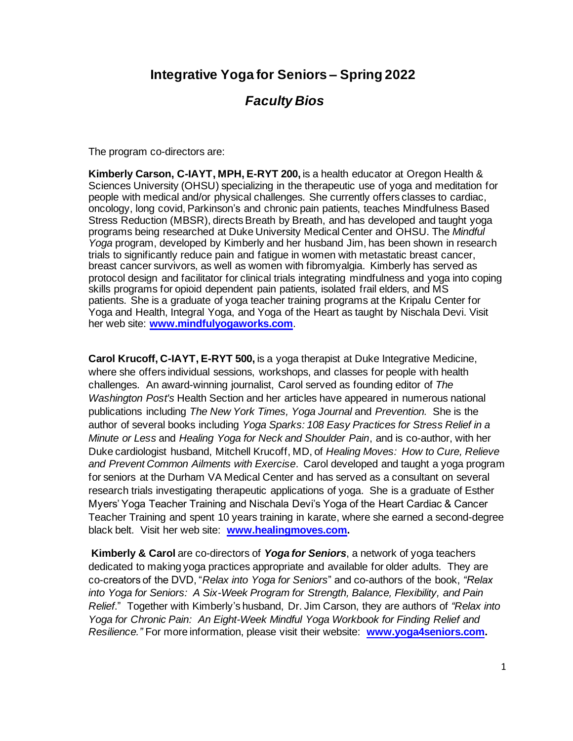# Integrative Yoga for Seniors – Spring 2022

## *Faculty Bios*

The program co-directors are:

**Kimberly Carson, C-IAYT, MPH, E-RYT 200,** is a health educator at Oregon Health & Sciences University (OHSU) specializing in the therapeutic use of yoga and meditation for people with medical and/or physical challenges. She currently offers classes to cardiac, oncology, long covid, Parkinson's and chronic pain patients, teaches Mindfulness Based Stress Reduction (MBSR), directs Breath by Breath, and has developed and taught yoga programs being researched at Duke University Medical Center and OHSU. The *Mindful Yoga* program, developed by Kimberly and her husband Jim, has been shown in research trials to significantly reduce pain and fatigue in women with metastatic breast cancer, breast cancer survivors, as well as women with fibromyalgia. Kimberly has served as protocol design and facilitator for clinical trials integrating mindfulness and yoga into coping skills programs for opioid dependent pain patients, isolated frail elders, and MS patients. She is a graduate of yoga teacher training programs at the Kripalu Center for Yoga and Health, Integral Yoga, and Yoga of the Heart as taught by Nischala Devi. Visit her web site: **[www.mindfulyogaworks.com](http://www.mindfulyogaworks.com)**.

**Carol Krucoff, C-IAYT, E-RYT 500,** is a yoga therapist at Duke Integrative Medicine, where she offers individual sessions, workshops, and classes for people with health challenges. An award-winning journalist, Carol served as founding editor of *The Washington Post's* Health Section and her articles have appeared in numerous national publications including *The New York Times, Yoga Journal* and *Prevention.* She is the author of several books including *Yoga Sparks: 108 Easy Practices for Stress Relief in a Minute or Less* and *Healing Yoga for Neck and Shoulder Pain*, and is co-author, with her Duke cardiologist husband, Mitchell Krucoff, MD, of *Healing Moves: How to Cure, Relieve and Prevent Common Ailments with Exercise.* Carol developed and taught a yoga program for seniors at the Durham VA Medical Center and has served as a consultant on several research trials investigating therapeutic applications of yoga. She is a graduate of Esther Myers' Yoga Teacher Training and Nischala Devi's Yoga of the Heart Cardiac & Cancer Teacher Training and spent 10 years training in karate, where she earned a second-degree black belt. Visit her web site: **[www.healingmoves.com](http://www.healingmoves.com).**

**Kimberly & Carol** are co-directors of ***Yoga for Seniors***, a network of yoga teachers dedicated to making yoga practices appropriate and available for older adults. They are co-creators of the DVD, "*Relax into Yoga for Seniors*" and co-authors of the book, *"Relax into Yoga for Seniors: A Six-Week Program for Strength, Balance, Flexibility, and Pain Relief*." Together with Kimberly's husband, Dr. Jim Carson, they are authors of *"Relax into Yoga for Chronic Pain: An Eight-Week Mindful Yoga Workbook for Finding Relief and Resilience."* For more information, please visit their website: **[www.yoga4seniors.com](http://www.yoga4seniors.com).**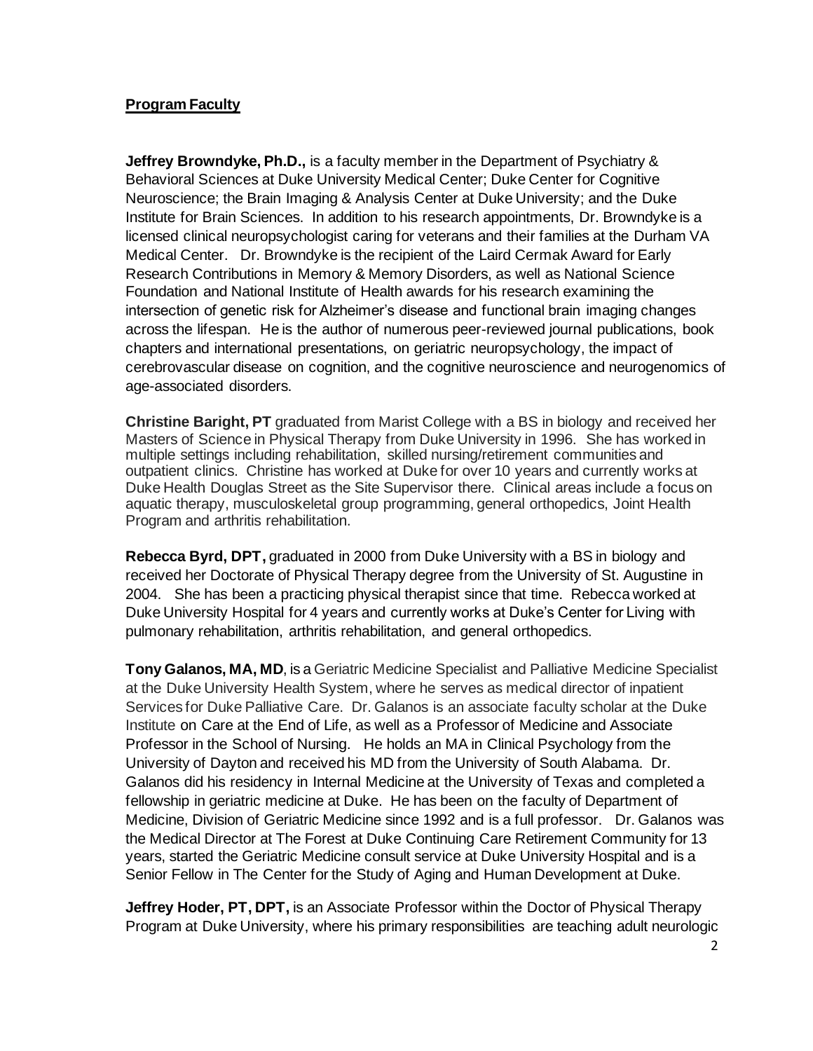## **Program Faculty**

**Jeffrey Browndyke, Ph.D.,** is a faculty member in the Department of Psychiatry & Behavioral Sciences at Duke University Medical Center; Duke Center for Cognitive Neuroscience; the Brain Imaging & Analysis Center at Duke University; and the Duke Institute for Brain Sciences. In addition to his research appointments, Dr. Browndyke is a licensed clinical neuropsychologist caring for veterans and their families at the Durham VA Medical Center. Dr. Browndyke is the recipient of the Laird Cermak Award for Early Research Contributions in Memory & Memory Disorders, as well as National Science Foundation and National Institute of Health awards for his research examining the intersection of genetic risk for Alzheimer's disease and functional brain imaging changes across the lifespan. He is the author of numerous peer-reviewed journal publications, book chapters and international presentations, on geriatric neuropsychology, the impact of cerebrovascular disease on cognition, and the cognitive neuroscience and neurogenomics of age-associated disorders.

**Christine Baright, PT** graduated from Marist College with a BS in biology and received her Masters of Science in Physical Therapy from Duke University in 1996. She has worked in multiple settings including rehabilitation, skilled nursing/retirement communities and outpatient clinics. Christine has worked at Duke for over 10 years and currently works at Duke Health Douglas Street as the Site Supervisor there. Clinical areas include a focus on aquatic therapy, musculoskeletal group programming, general orthopedics, Joint Health Program and arthritis rehabilitation.

**Rebecca Byrd, DPT,** graduated in 2000 from Duke University with a BS in biology and received her Doctorate of Physical Therapy degree from the University of St. Augustine in 2004. She has been a practicing physical therapist since that time. Rebecca worked at Duke University Hospital for 4 years and currently works at Duke's Center for Living with pulmonary rehabilitation, arthritis rehabilitation, and general orthopedics.

**Tony Galanos, MA, MD**, is a Geriatric Medicine Specialist and Palliative Medicine Specialist at the Duke University Health System, where he serves as medical director of inpatient Services for Duke Palliative Care. Dr. Galanos is an associate faculty scholar at the Duke Institute on Care at the End of Life, as well as a Professor of Medicine and Associate Professor in the School of Nursing. He holds an MA in Clinical Psychology from the University of Dayton and received his MD from the University of South Alabama. Dr. Galanos did his residency in Internal Medicine at the University of Texas and completed a fellowship in geriatric medicine at Duke. He has been on the faculty of Department of Medicine, Division of Geriatric Medicine since 1992 and is a full professor. Dr. Galanos was the Medical Director at The Forest at Duke Continuing Care Retirement Community for 13 years, started the Geriatric Medicine consult service at Duke University Hospital and is a Senior Fellow in The Center for the Study of Aging and Human Development at Duke.

**Jeffrey Hoder, PT, DPT,** is an Associate Professor within the Doctor of Physical Therapy Program at Duke University, where his primary responsibilities are teaching adult neurologic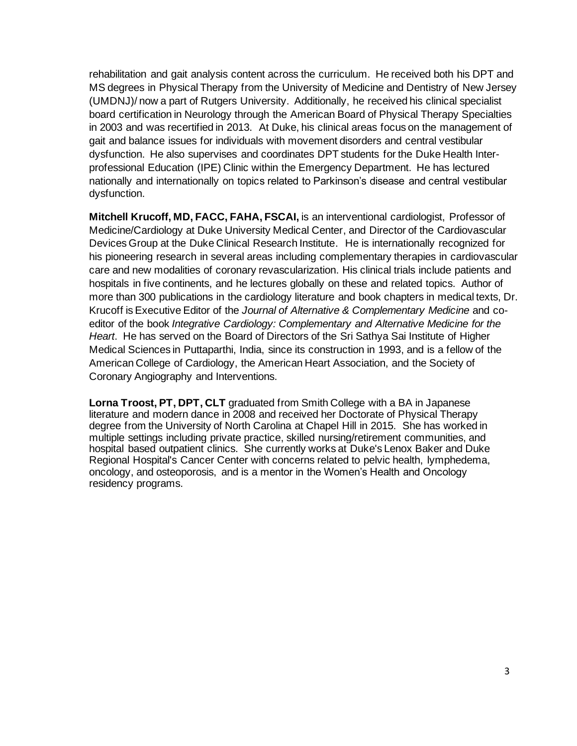rehabilitation and gait analysis content across the curriculum. He received both his DPT and MS degrees in Physical Therapy from the University of Medicine and Dentistry of New Jersey (UMDNJ)/ now a part of Rutgers University. Additionally, he received his clinical specialist board certification in Neurology through the American Board of Physical Therapy Specialties in 2003 and was recertified in 2013. At Duke, his clinical areas focus on the management of gait and balance issues for individuals with movement disorders and central vestibular dysfunction. He also supervises and coordinates DPT students for the Duke Health Inter-professional Education (IPE) Clinic within the Emergency Department. He has lectured nationally and internationally on topics related to Parkinson's disease and central vestibular dysfunction.

**Mitchell Krucoff, MD, FACC, FAHA, FSCAI,** is an interventional cardiologist, Professor of Medicine/Cardiology at Duke University Medical Center, and Director of the Cardiovascular Devices Group at the Duke Clinical Research Institute. He is internationally recognized for his pioneering research in several areas including complementary therapies in cardiovascular care and new modalities of coronary revascularization. His clinical trials include patients and hospitals in five continents, and he lectures globally on these and related topics. Author of more than 300 publications in the cardiology literature and book chapters in medical texts, Dr. Krucoff is Executive Editor of the *Journal of Alternative & Complementary Medicine* and co-editor of the book *Integrative Cardiology: Complementary and Alternative Medicine for the Heart*. He has served on the Board of Directors of the Sri Sathya Sai Institute of Higher Medical Sciences in Puttaparthi, India, since its construction in 1993, and is a fellow of the American College of Cardiology, the American Heart Association, and the Society of Coronary Angiography and Interventions.

**Lorna Troost, PT, DPT, CLT** graduated from Smith College with a BA in Japanese literature and modern dance in 2008 and received her Doctorate of Physical Therapy degree from the University of North Carolina at Chapel Hill in 2015. She has worked in multiple settings including private practice, skilled nursing/retirement communities, and hospital based outpatient clinics. She currently works at Duke's Lenox Baker and Duke Regional Hospital's Cancer Center with concerns related to pelvic health, lymphedema, oncology, and osteoporosis, and is a mentor in the Women's Health and Oncology residency programs.